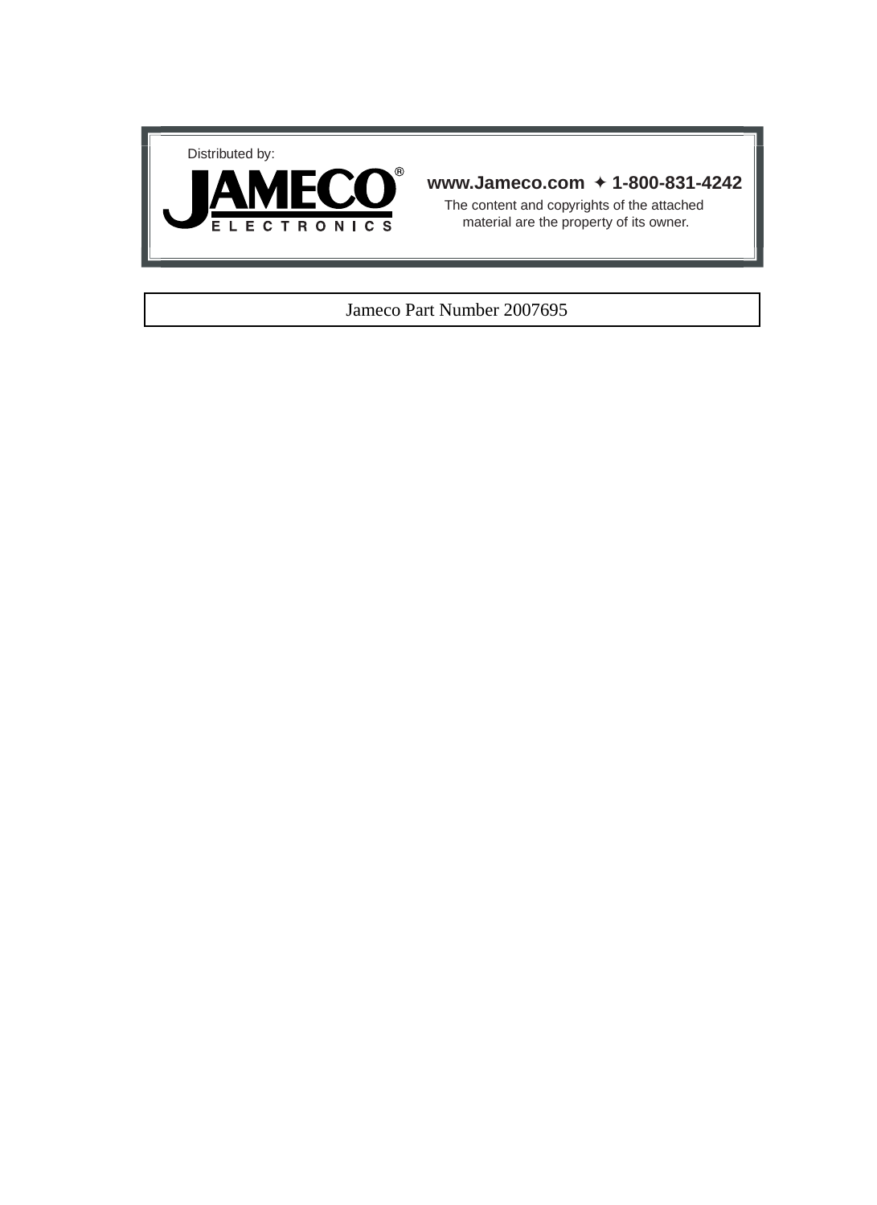Distributed by:

**JAMECO®**
**ELECTRONICS**

**www.Jameco.com ✦ 1-800-831-4242**

The content and copyrights of the attached material are the property of its owner.

Jameco Part Number 2007695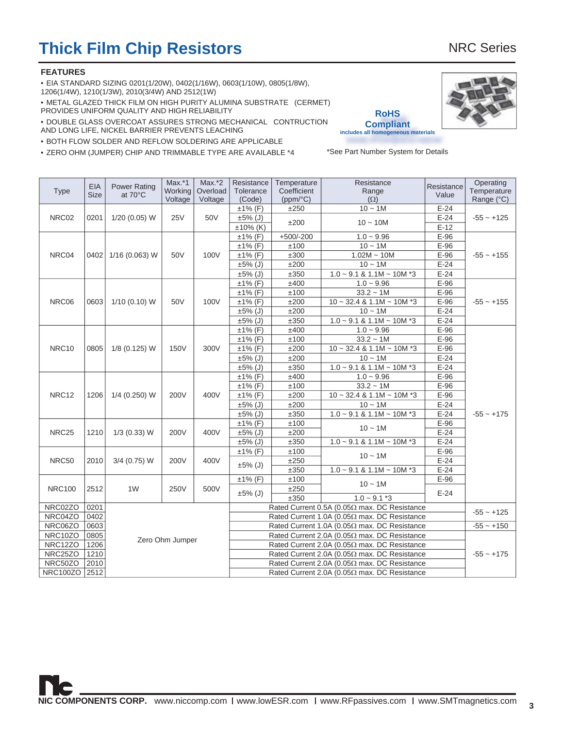# Thick Film Chip Resistors

NRC Series

### FEATURES

- EIA STANDARD SIZING 0201(1/20W), 0402(1/16W), 0603(1/10W), 0805(1/8W), 1206(1/4W), 1210(1/3W), 2010(3/4W) AND 2512(1W)
- METAL GLAZED THICK FILM ON HIGH PURITY ALUMINA SUBSTRATE (CERMET) PROVIDES UNIFORM QUALITY AND HIGH RELIABILITY
- DOUBLE GLASS OVERCOAT ASSURES STRONG MECHANICAL CONTRUCTION AND LONG LIFE, NICKEL BARRIER PREVENTS LEACHING
- BOTH FLOW SOLDER AND REFLOW SOLDERING ARE APPLICABLE
- ZERO OHM (JUMPER) CHIP AND TRIMMABLE TYPE ARE AVAILABLE *4

**RoHS Compliant**
includes all homogeneous materials

*See Part Number System for Details

| Type | EIA Size | Power Rating at 70°C | Max.*1 Working Voltage | Max.*2 Overload Voltage | Resistance Tolerance (Code) | Temperature Coefficient (ppm/°C) | Resistance Range (Ω) | Resistance Value | Operating Temperature Range (°C) |
|---|---|---|---|---|---|---|---|---|---|
| NRC02 | 0201 | 1/20 (0.05) W | 25V | 50V | ±1% (F) | ±250 | 10 ~ 1M | E-24 | -55 ~ +125 |
| | | | | | ±5% (J) | ±200 | 10 ~ 10M | E-24 | |
| | | | | | ±10% (K) | | | E-12 | |
| NRC04 | 0402 | 1/16 (0.063) W | 50V | 100V | ±1% (F) | +500/-200 | 1.0 ~ 9.96 | E-96 | -55 ~ +155 |
| | | | | | ±1% (F) | ±100 | 10 ~ 1M | E-96 | |
| | | | | | ±1% (F) | ±300 | 1.02M ~ 10M | E-96 | |
| | | | | | ±5% (J) | ±200 | 10 ~ 1M | E-24 | |
| | | | | | ±5% (J) | ±350 | 1.0 ~ 9.1 & 1.1M ~ 10M *3 | E-24 | |
| NRC06 | 0603 | 1/10 (0.10) W | 50V | 100V | ±1% (F) | ±400 | 1.0 ~ 9.96 | E-96 | -55 ~ +155 |
| | | | | | ±1% (F) | ±100 | 33.2 ~ 1M | E-96 | |
| | | | | | ±1% (F) | ±200 | 10 ~ 32.4 & 1.1M ~ 10M *3 | E-96 | |
| | | | | | ±5% (J) | ±200 | 10 ~ 1M | E-24 | |
| | | | | | ±5% (J) | ±350 | 1.0 ~ 9.1 & 1.1M ~ 10M *3 | E-24 | |
| NRC10 | 0805 | 1/8 (0.125) W | 150V | 300V | ±1% (F) | ±400 | 1.0 ~ 9.96 | E-96 | -55 ~ +175 |
| | | | | | ±1% (F) | ±100 | 33.2 ~ 1M | E-96 | |
| | | | | | ±1% (F) | ±200 | 10 ~ 32.4 & 1.1M ~ 10M *3 | E-96 | |
| | | | | | ±5% (J) | ±200 | 10 ~ 1M | E-24 | |
| | | | | | ±5% (J) | ±350 | 1.0 ~ 9.1 & 1.1M ~ 10M *3 | E-24 | |
| NRC12 | 1206 | 1/4 (0.250) W | 200V | 400V | ±1% (F) | ±400 | 1.0 ~ 9.96 | E-96 | |
| | | | | | ±1% (F) | ±100 | 33.2 ~ 1M | E-96 | |
| | | | | | ±1% (F) | ±200 | 10 ~ 32.4 & 1.1M ~ 10M *3 | E-96 | |
| | | | | | ±5% (J) | ±200 | 10 ~ 1M | E-24 | |
| | | | | | ±5% (J) | ±350 | 1.0 ~ 9.1 & 1.1M ~ 10M *3 | E-24 | |
| NRC25 | 1210 | 1/3 (0.33) W | 200V | 400V | ±1% (F) | ±100 | 10 ~ 1M | E-96 | |
| | | | | | ±5% (J) | ±200 | | E-24 | |
| | | | | | ±5% (J) | ±350 | 1.0 ~ 9.1 & 1.1M ~ 10M *3 | E-24 | |
| NRC50 | 2010 | 3/4 (0.75) W | 200V | 400V | ±1% (F) | ±100 | 10 ~ 1M | E-96 | |
| | | | | | ±5% (J) | ±250 | | E-24 | |
| | | | | | | ±350 | 1.0 ~ 9.1 & 1.1M ~ 10M *3 | E-24 | |
| NRC100 | 2512 | 1W | 250V | 500V | ±1% (F) | ±100 | 10 ~ 1M | E-96 | |
| | | | | | ±5% (J) | ±250 | | E-24 | |
| | | | | | | ±350 | 1.0 ~ 9.1 *3 | | |
| NRC02ZO | 0201 | Zero Ohm Jumper | | | Rated Current 0.5A (0.05Ω max. DC Resistance | | | | -55 ~ +125 |
| NRC04ZO | 0402 | | | | Rated Current 1.0A (0.05Ω max. DC Resistance | | | | |
| NRC06ZO | 0603 | | | | Rated Current 1.0A (0.05Ω max. DC Resistance | | | | -55 ~ +150 |
| NRC10ZO | 0805 | | | | Rated Current 2.0A (0.05Ω max. DC Resistance | | | | -55 ~ +175 |
| NRC12ZO | 1206 | | | | Rated Current 2.0A (0.05Ω max. DC Resistance | | | | |
| NRC25ZO | 1210 | | | | Rated Current 2.0A (0.05Ω max. DC Resistance | | | | |
| NRC50ZO | 2010 | | | | Rated Current 2.0A (0.05Ω max. DC Resistance | | | | |
| NRC100ZO | 2512 | | | | Rated Current 2.0A (0.05Ω max. DC Resistance | | | | |

**NIC COMPONENTS CORP.** www.niccomp.com | www.lowESR.com | www.RFpassives.com | www.SMTmagnetics.com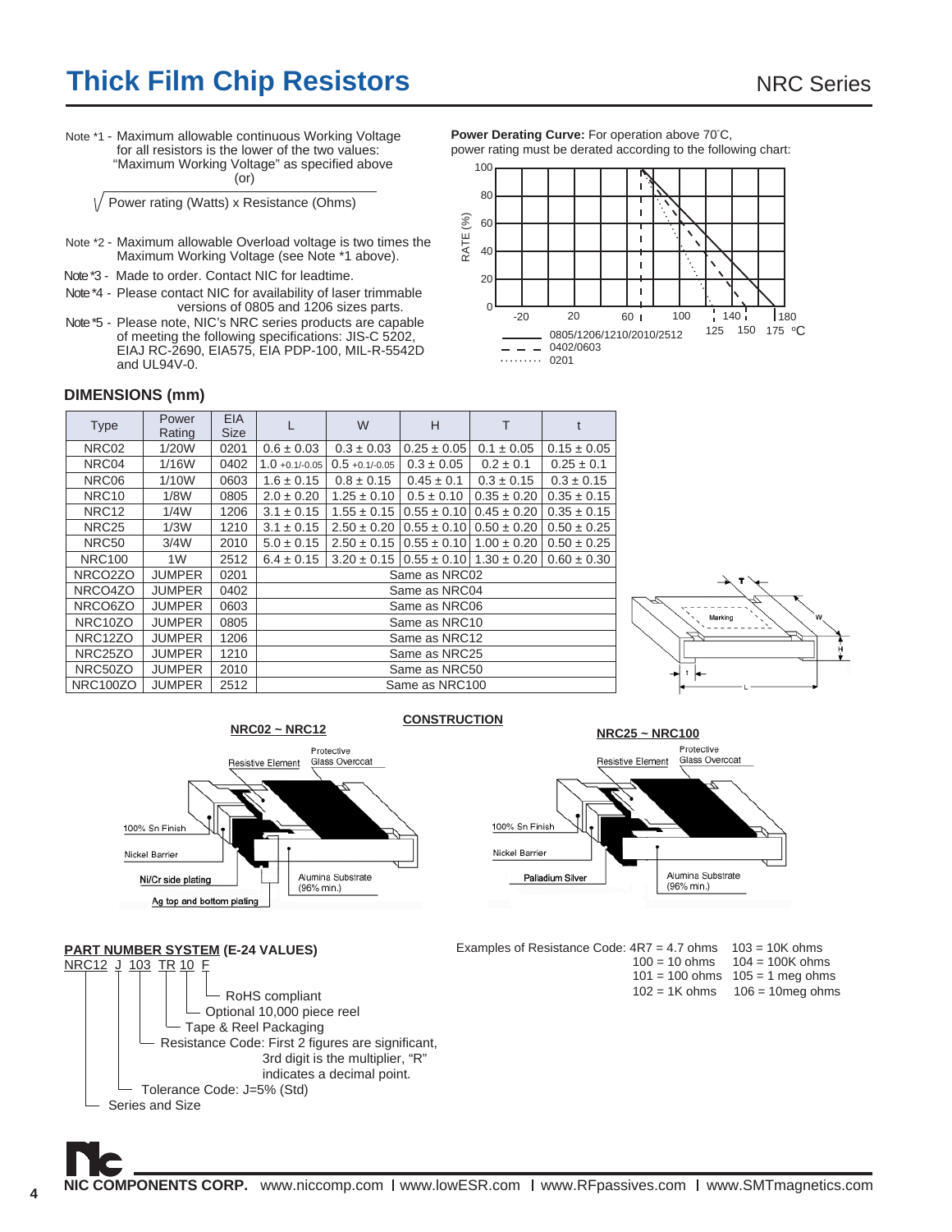# Thick Film Chip Resistors

NRC Series

Note *1 - Maximum allowable continuous Working Voltage for all resistors is the lower of the two values: "Maximum Working Voltage" as specified above (or)

$\sqrt{\text{Power rating (Watts) x Resistance (Ohms)}}$

Note *2 - Maximum allowable Overload voltage is two times the Maximum Working Voltage (see Note *1 above).

Note *3 - Made to order. Contact NIC for leadtime.

Note *4 - Please contact NIC for availability of laser trimmable versions of 0805 and 1206 sizes parts.

Note *5 - Please note, NIC's NRC series products are capable of meeting the following specifications: JIS-C 5202, EIAJ RC-2690, EIA575, EIA PDP-100, MIL-R-5542D and UL94V-0.

**Power Derating Curve:** For operation above 70˚C, power rating must be derated according to the following chart:

## DIMENSIONS (mm)

| Type | Power Rating | EIA Size | L | W | H | T | t |
|---|---|---|---|---|---|---|---|
| NRC02 | 1/20W | 0201 | 0.6 ± 0.03 | 0.3 ± 0.03 | 0.25 ± 0.05 | 0.1 ± 0.05 | 0.15 ± 0.05 |
| NRC04 | 1/16W | 0402 | 1.0 +0.1/-0.05 | 0.5 +0.1/-0.05 | 0.3 ± 0.05 | 0.2 ± 0.1 | 0.25 ± 0.1 |
| NRC06 | 1/10W | 0603 | 1.6 ± 0.15 | 0.8 ± 0.15 | 0.45 ± 0.1 | 0.3 ± 0.15 | 0.3 ± 0.15 |
| NRC10 | 1/8W | 0805 | 2.0 ± 0.20 | 1.25 ± 0.10 | 0.5 ± 0.10 | 0.35 ± 0.20 | 0.35 ± 0.15 |
| NRC12 | 1/4W | 1206 | 3.1 ± 0.15 | 1.55 ± 0.15 | 0.55 ± 0.10 | 0.45 ± 0.20 | 0.35 ± 0.15 |
| NRC25 | 1/3W | 1210 | 3.1 ± 0.15 | 2.50 ± 0.20 | 0.55 ± 0.10 | 0.50 ± 0.20 | 0.50 ± 0.25 |
| NRC50 | 3/4W | 2010 | 5.0 ± 0.15 | 2.50 ± 0.15 | 0.55 ± 0.10 | 1.00 ± 0.20 | 0.50 ± 0.25 |
| NRC100 | 1W | 2512 | 6.4 ± 0.15 | 3.20 ± 0.15 | 0.55 ± 0.10 | 1.30 ± 0.20 | 0.60 ± 0.30 |
| NRCO2ZO | JUMPER | 0201 | Same as NRC02 | | | | |
| NRCO4ZO | JUMPER | 0402 | Same as NRC04 | | | | |
| NRCO6ZO | JUMPER | 0603 | Same as NRC06 | | | | |
| NRC10ZO | JUMPER | 0805 | Same as NRC10 | | | | |
| NRC12ZO | JUMPER | 1206 | Same as NRC12 | | | | |
| NRC25ZO | JUMPER | 1210 | Same as NRC25 | | | | |
| NRC50ZO | JUMPER | 2010 | Same as NRC50 | | | | |
| NRC100ZO | JUMPER | 2512 | Same as NRC100 | | | | |

## CONSTRUCTION

NRC02 ~ NRC12

NRC25 ~ NRC100

## PART NUMBER SYSTEM (E-24 VALUES)

NRC12 J 103 TR 10 F

- F: RoHS compliant
- 10: Optional 10,000 piece reel
- TR: Tape & Reel Packaging
- 103: Resistance Code: First 2 figures are significant, 3rd digit is the multiplier, "R" indicates a decimal point.
- J: Tolerance Code: J=5% (Std)
- NRC12: Series and Size

Examples of Resistance Code:

| | |
|---|---|
| 4R7 = 4.7 ohms | 103 = 10K ohms |
| 100 = 10 ohms | 104 = 100K ohms |
| 101 = 100 ohms | 105 = 1 meg ohms |
| 102 = 1K ohms | 106 = 10meg ohms |

NIC COMPONENTS CORP. www.niccomp.com | www.lowESR.com | www.RFpassives.com | www.SMTmagnetics.com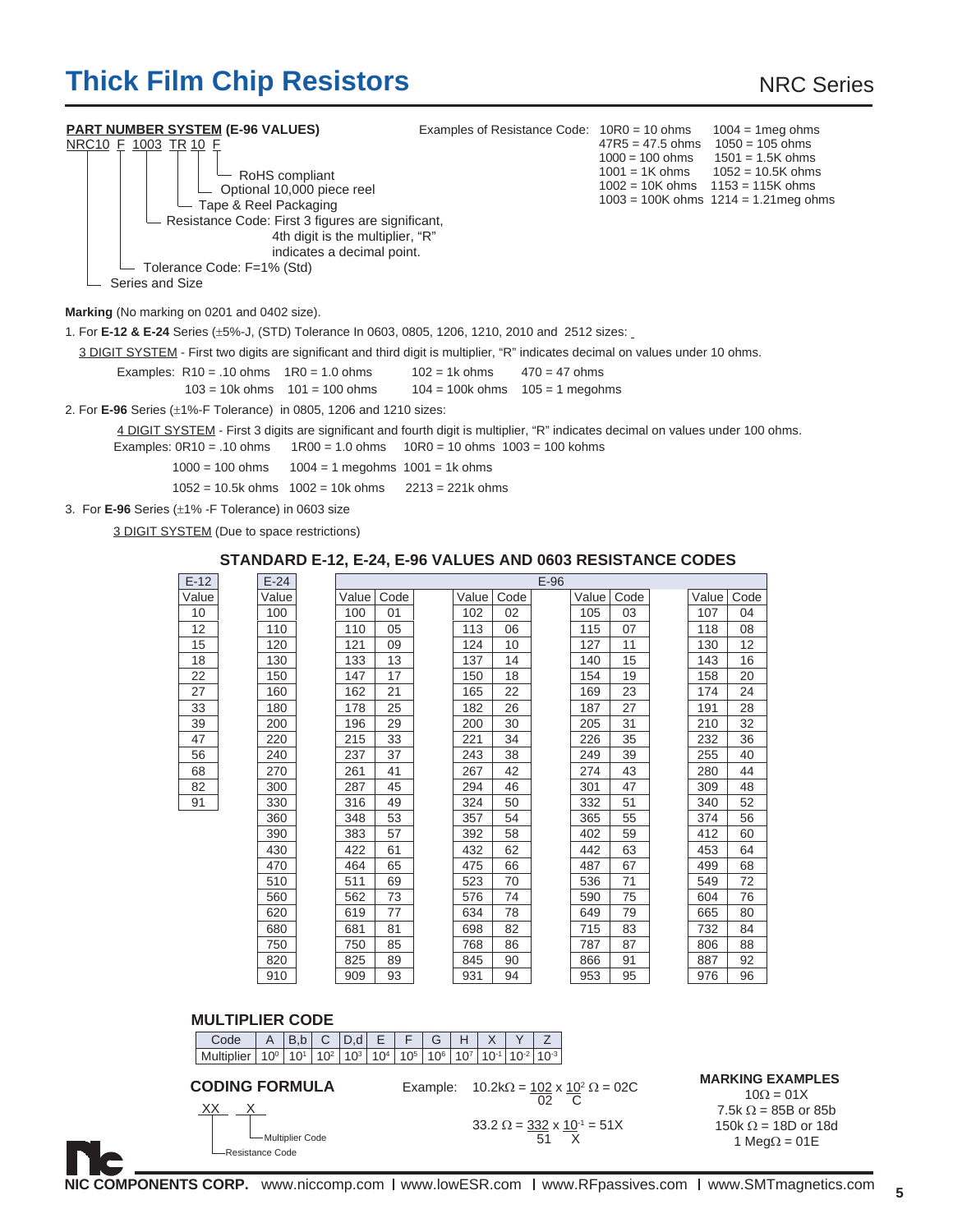# Thick Film Chip Resistors

NRC Series

**PART NUMBER SYSTEM (E-96 VALUES)**

NRC10 F 1003 TR 10 F

- RoHS compliant
- Optional 10,000 piece reel
- Tape & Reel Packaging
- Resistance Code: First 3 figures are significant, 4th digit is the multiplier, "R" indicates a decimal point.
- Tolerance Code: F=1% (Std)
- Series and Size

Examples of Resistance Code:

| | |
|---|---|
| 10R0 = 10 ohms | 1004 = 1meg ohms |
| 47R5 = 47.5 ohms | 1050 = 105 ohms |
| 1000 = 100 ohms | 1501 = 1.5K ohms |
| 1001 = 1K ohms | 1052 = 10.5K ohms |
| 1002 = 10K ohms | 1153 = 115K ohms |
| 1003 = 100K ohms | 1214 = 1.21meg ohms |

**Marking** (No marking on 0201 and 0402 size).

1. For **E-12 & E-24** Series (±5%-J, (STD) Tolerance In 0603, 0805, 1206, 1210, 2010 and 2512 sizes:

   3 DIGIT SYSTEM - First two digits are significant and third digit is multiplier, "R" indicates decimal on values under 10 ohms.

   Examples: R10 = .10 ohms 1R0 = 1.0 ohms 102 = 1k ohms 470 = 47 ohms
   103 = 10k ohms 101 = 100 ohms 104 = 100k ohms 105 = 1 megohms

2. For **E-96** Series (±1%-F Tolerance) in 0805, 1206 and 1210 sizes:

   4 DIGIT SYSTEM - First 3 digits are significant and fourth digit is multiplier, "R" indicates decimal on values under 100 ohms.

   Examples: 0R10 = .10 ohms 1R00 = 1.0 ohms 10R0 = 10 ohms 1003 = 100 kohms
   1000 = 100 ohms 1004 = 1 megohms 1001 = 1k ohms
   1052 = 10.5k ohms 1002 = 10k ohms 2213 = 221k ohms

3. For **E-96** Series (±1% -F Tolerance) in 0603 size

   3 DIGIT SYSTEM (Due to space restrictions)

### STANDARD E-12, E-24, E-96 VALUES AND 0603 RESISTANCE CODES

| E-12 Value | E-24 Value | E-96 Value | Code | Value | Code | Value | Code | Value | Code |
|---|---|---|---|---|---|---|---|---|---|
| 10 | 100 | 100 | 01 | 102 | 02 | 105 | 03 | 107 | 04 |
| 12 | 110 | 110 | 05 | 113 | 06 | 115 | 07 | 118 | 08 |
| 15 | 120 | 121 | 09 | 124 | 10 | 127 | 11 | 130 | 12 |
| 18 | 130 | 133 | 13 | 137 | 14 | 140 | 15 | 143 | 16 |
| 22 | 150 | 147 | 17 | 150 | 18 | 154 | 19 | 158 | 20 |
| 27 | 160 | 162 | 21 | 165 | 22 | 169 | 23 | 174 | 24 |
| 33 | 180 | 178 | 25 | 182 | 26 | 187 | 27 | 191 | 28 |
| 39 | 200 | 196 | 29 | 200 | 30 | 205 | 31 | 210 | 32 |
| 47 | 220 | 215 | 33 | 221 | 34 | 226 | 35 | 232 | 36 |
| 56 | 240 | 237 | 37 | 243 | 38 | 249 | 39 | 255 | 40 |
| 68 | 270 | 261 | 41 | 267 | 42 | 274 | 43 | 280 | 44 |
| 82 | 300 | 287 | 45 | 294 | 46 | 301 | 47 | 309 | 48 |
| 91 | 330 | 316 | 49 | 324 | 50 | 332 | 51 | 340 | 52 |
| | 360 | 348 | 53 | 357 | 54 | 365 | 55 | 374 | 56 |
| | 390 | 383 | 57 | 392 | 58 | 402 | 59 | 412 | 60 |
| | 430 | 422 | 61 | 432 | 62 | 442 | 63 | 453 | 64 |
| | 470 | 464 | 65 | 475 | 66 | 487 | 67 | 499 | 68 |
| | 510 | 511 | 69 | 523 | 70 | 536 | 71 | 549 | 72 |
| | 560 | 562 | 73 | 576 | 74 | 590 | 75 | 604 | 76 |
| | 620 | 619 | 77 | 634 | 78 | 649 | 79 | 665 | 80 |
| | 680 | 681 | 81 | 698 | 82 | 715 | 83 | 732 | 84 |
| | 750 | 750 | 85 | 768 | 86 | 787 | 87 | 806 | 88 |
| | 820 | 825 | 89 | 845 | 90 | 866 | 91 | 887 | 92 |
| | 910 | 909 | 93 | 931 | 94 | 953 | 95 | 976 | 96 |

### MULTIPLIER CODE

| Code | A | B,b | C | D,d | E | F | G | H | X | Y | Z |
|---|---|---|---|---|---|---|---|---|---|---|---|
| Multiplier | $10^0$ | $10^1$ | $10^2$ | $10^3$ | $10^4$ | $10^5$ | $10^6$ | $10^7$ | $10^{-1}$ | $10^{-2}$ | $10^{-3}$ |

### CODING FORMULA

XX X

- XX: Resistance Code
- X: Multiplier Code

Example: $10.2k\Omega = \underset{02}{\underline{102}} \times \underset{C}{\underline{10^2}}\ \Omega = 02C$

$33.2\ \Omega = \underset{51}{\underline{332}} \times \underset{X}{\underline{10^{-1}}} = 51X$

**MARKING EXAMPLES**

$10\Omega$ = 01X
7.5k $\Omega$ = 85B or 85b
150k $\Omega$ = 18D or 18d
1 Meg$\Omega$ = 01E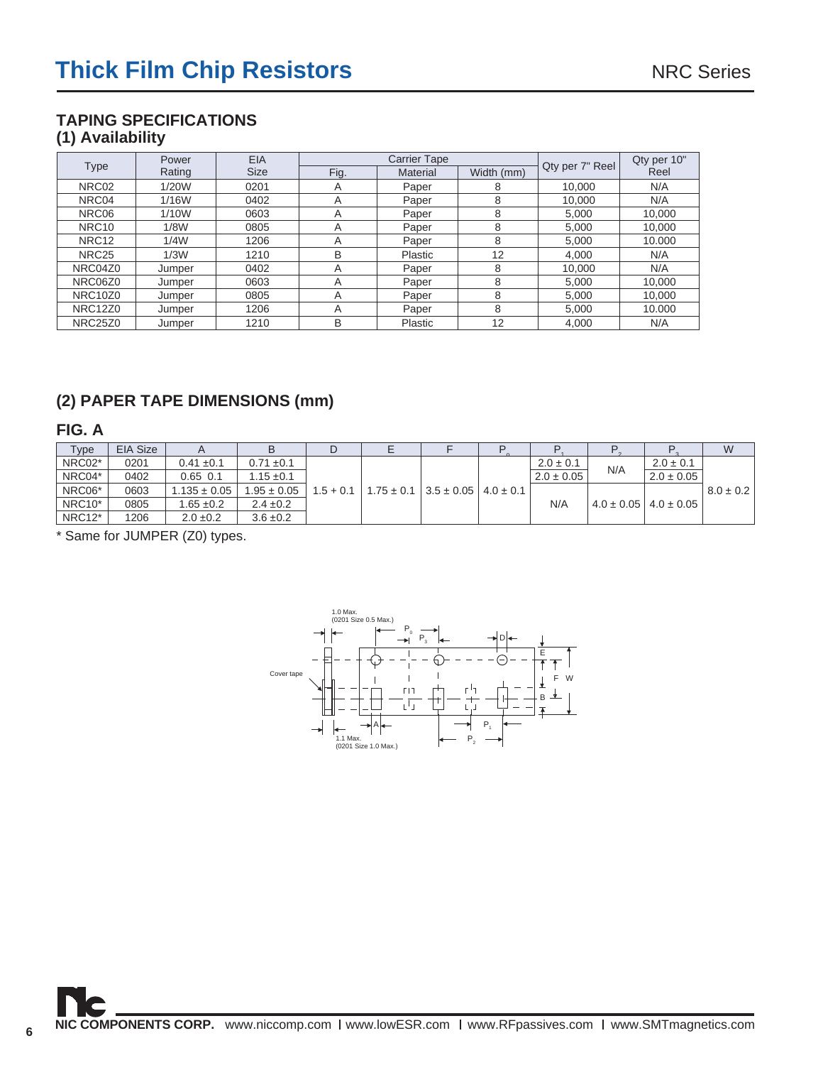# Thick Film Chip Resistors

NRC Series

## TAPING SPECIFICATIONS

### (1) Availability

| Type | Power Rating | EIA Size | Carrier Tape | | | Qty per 7" Reel | Qty per 10" Reel |
|---|---|---|---|---|---|---|---|
| | | | Fig. | Material | Width (mm) | | |
| NRC02 | 1/20W | 0201 | A | Paper | 8 | 10,000 | N/A |
| NRC04 | 1/16W | 0402 | A | Paper | 8 | 10,000 | N/A |
| NRC06 | 1/10W | 0603 | A | Paper | 8 | 5,000 | 10,000 |
| NRC10 | 1/8W | 0805 | A | Paper | 8 | 5,000 | 10,000 |
| NRC12 | 1/4W | 1206 | A | Paper | 8 | 5,000 | 10.000 |
| NRC25 | 1/3W | 1210 | B | Plastic | 12 | 4,000 | N/A |
| NRC04Z0 | Jumper | 0402 | A | Paper | 8 | 10,000 | N/A |
| NRC06Z0 | Jumper | 0603 | A | Paper | 8 | 5,000 | 10,000 |
| NRC10Z0 | Jumper | 0805 | A | Paper | 8 | 5,000 | 10,000 |
| NRC12Z0 | Jumper | 1206 | A | Paper | 8 | 5,000 | 10.000 |
| NRC25Z0 | Jumper | 1210 | B | Plastic | 12 | 4,000 | N/A |

## (2) PAPER TAPE DIMENSIONS (mm)

### FIG. A

| Type | EIA Size | A | B | D | E | F | $P_0$ | $P_1$ | $P_2$ | $P_3$ | W |
|---|---|---|---|---|---|---|---|---|---|---|---|
| NRC02* | 0201 | 0.41 ±0.1 | 0.71 ±0.1 | 1.5 + 0.1 | 1.75 ± 0.1 | 3.5 ± 0.05 | 4.0 ± 0.1 | 2.0 ± 0.1 | N/A | 2.0 ± 0.1 | 8.0 ± 0.2 |
| NRC04* | 0402 | 0.65 0.1 | 1.15 ±0.1 | | | | | 2.0 ± 0.05 | | 2.0 ± 0.05 | |
| NRC06* | 0603 | 1.135 ± 0.05 | 1.95 ± 0.05 | | | | | N/A | 4.0 ± 0.05 | 4.0 ± 0.05 | |
| NRC10* | 0805 | 1.65 ±0.2 | 2.4 ±0.2 | | | | | | | | |
| NRC12* | 1206 | 2.0 ±0.2 | 3.6 ±0.2 | | | | | | | | |

* Same for JUMPER (Z0) types.

1.0 Max. (0201 Size 0.5 Max.)

Cover tape

1.1 Max. (0201 Size 1.0 Max.)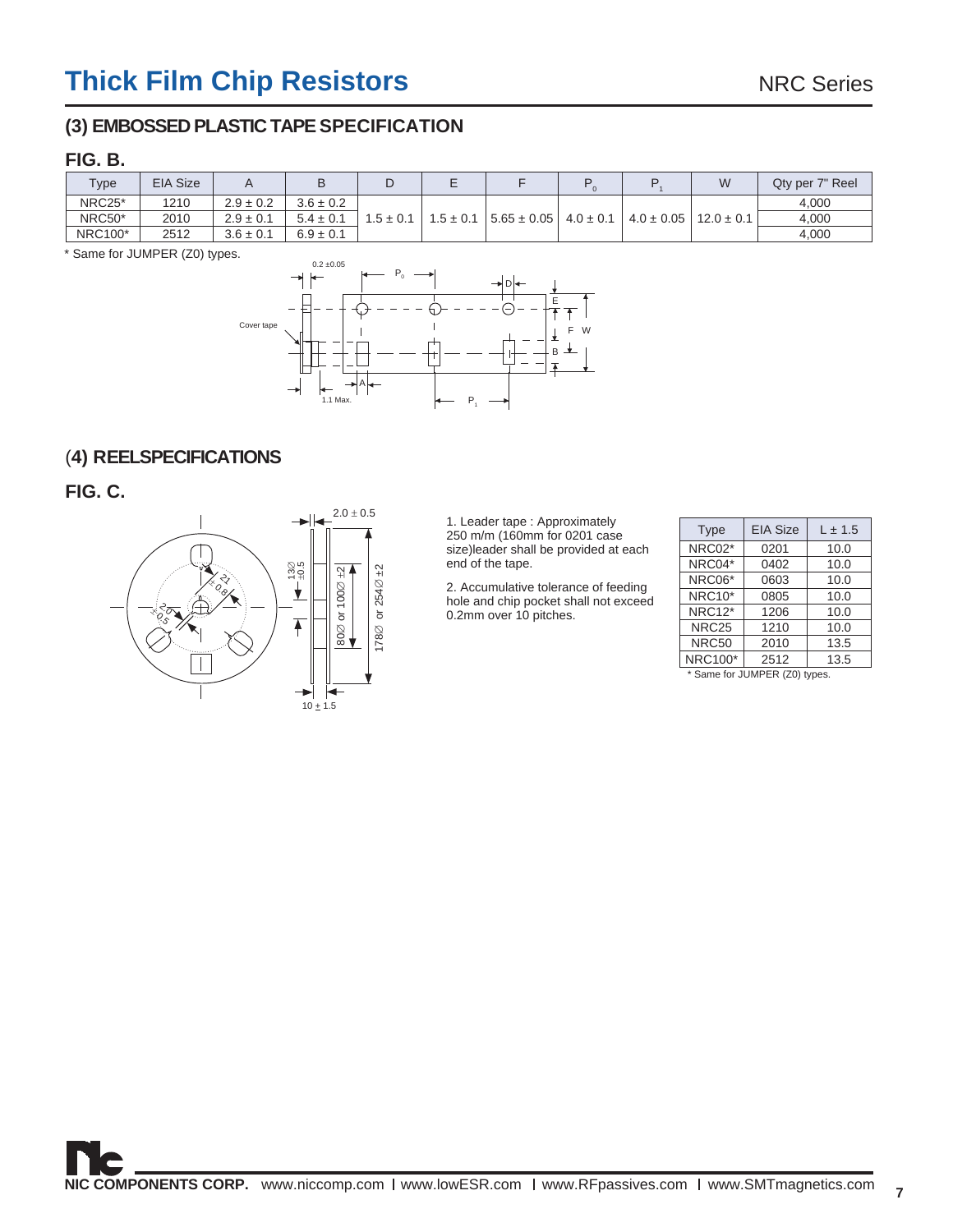# Thick Film Chip Resistors

NRC Series

## (3) EMBOSSED PLASTIC TAPE SPECIFICATION

### FIG. B.

| Type | EIA Size | A | B | D | E | F | $P_0$ | $P_1$ | W | Qty per 7" Reel |
|---|---|---|---|---|---|---|---|---|---|---|
| NRC25* | 1210 | 2.9 ± 0.2 | 3.6 ± 0.2 | 1.5 ± 0.1 | 1.5 ± 0.1 | 5.65 ± 0.05 | 4.0 ± 0.1 | 4.0 ± 0.05 | 12.0 ± 0.1 | 4,000 |
| NRC50* | 2010 | 2.9 ± 0.1 | 5.4 ± 0.1 | | | | | | | 4,000 |
| NRC100* | 2512 | 3.6 ± 0.1 | 6.9 ± 0.1 | | | | | | | 4,000 |

\* Same for JUMPER (Z0) types.

0.2 ±0.05
$P_0$
D
E
F
W
B
Cover tape
A
1.1 Max.
$P_1$

## (4) REELSPECIFICATIONS

### FIG. C.

2.0 ± 0.5
13∅ ±0.5
21 ± 0.8
2.0 ± 0.5
80∅ or 100∅ ±2
178∅ or 254∅ ±2
10 ± 1.5

1. Leader tape : Approximately 250 m/m (160mm for 0201 case size)leader shall be provided at each end of the tape.

2. Accumulative tolerance of feeding hole and chip pocket shall not exceed 0.2mm over 10 pitches.

| Type | EIA Size | L ± 1.5 |
|---|---|---|
| NRC02* | 0201 | 10.0 |
| NRC04* | 0402 | 10.0 |
| NRC06* | 0603 | 10.0 |
| NRC10* | 0805 | 10.0 |
| NRC12* | 1206 | 10.0 |
| NRC25 | 1210 | 10.0 |
| NRC50 | 2010 | 13.5 |
| NRC100* | 2512 | 13.5 |

\* Same for JUMPER (Z0) types.

NIC COMPONENTS CORP. www.niccomp.com | www.lowESR.com | www.RFpassives.com | www.SMTmagnetics.com